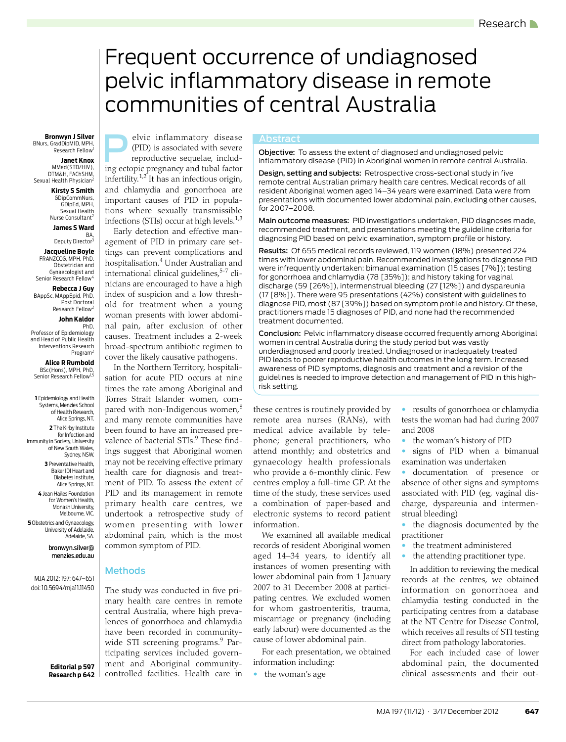# Frequent occurrence of undiagnosed pelvic inflammatory disease in remote communities of central Australia

**Bronwyn J Silver**
BNurs, GradDipMID, MPH, Research Fellow[1]

**Janet Knox**
MMed(STD/HIV), DTM&H, FAChSHM, Sexual Health Physician[2]

**Kirsty S Smith**
GDipCommNurs, GDipEd, MPH, Sexual Health Nurse Consultant[2]

**James S Ward**
BA, Deputy Director[3]

**Jacqueline Boyle**
FRANZCOG, MPH, PhD, Obstetrician and Gynaecologist and Senior Research Fellow[4]

**Rebecca J Guy**
BAppSc, MAppEpid, PhD, Post Doctoral Research Fellow[2]

**John Kaldor**
PhD, Professor of Epidemiology and Head of Public Health Interventions Research Program[2]

**Alice R Rumbold**
BSc(Hons), MPH, PhD, Senior Research Fellow[1,5]

1 Epidemiology and Health Systems, Menzies School of Health Research, Alice Springs, NT.
2 The Kirby Institute for Infection and Immunity in Society, University of New South Wales, Sydney, NSW.
3 Preventative Health, Baker IDI Heart and Diabetes Institute, Alice Springs, NT.
4 Jean Hailes Foundation for Women's Health, Monash University, Melbourne, VIC.
5 Obstetrics and Gynaecology, University of Adelaide, Adelaide, SA.

bronwyn.silver@menzies.edu.au

MJA 2012; 197: 647–651
doi: 10.5694/mja11.11450

Editorial p 597
Research p 642

## Abstract

**Objective:** To assess the extent of diagnosed and undiagnosed pelvic inflammatory disease (PID) in Aboriginal women in remote central Australia.

**Design, setting and subjects:** Retrospective cross-sectional study in five remote central Australian primary health care centres. Medical records of all resident Aboriginal women aged 14–34 years were examined. Data were from presentations with documented lower abdominal pain, excluding other causes, for 2007–2008.

**Main outcome measures:** PID investigations undertaken, PID diagnoses made, recommended treatment, and presentations meeting the guideline criteria for diagnosing PID based on pelvic examination, symptom profile or history.

**Results:** Of 655 medical records reviewed, 119 women (18%) presented 224 times with lower abdominal pain. Recommended investigations to diagnose PID were infrequently undertaken: bimanual examination (15 cases [7%]); testing for gonorrhoea and chlamydia (78 [35%]); and history taking for vaginal discharge (59 [26%]), intermenstrual bleeding (27 [12%]) and dyspareunia (17 [8%]). There were 95 presentations (42%) consistent with guidelines to diagnose PID, most (87 [39%]) based on symptom profile and history. Of these, practitioners made 15 diagnoses of PID, and none had the recommended treatment documented.

**Conclusion:** Pelvic inflammatory disease occurred frequently among Aboriginal women in central Australia during the study period but was vastly underdiagnosed and poorly treated. Undiagnosed or inadequately treated PID leads to poorer reproductive health outcomes in the long term. Increased awareness of PID symptoms, diagnosis and treatment and a revision of the guidelines is needed to improve detection and management of PID in this high-risk setting.

Pelvic inflammatory disease (PID) is associated with severe reproductive sequelae, including ectopic pregnancy and tubal factor infertility.[1,2] It has an infectious origin, and chlamydia and gonorrhoea are important causes of PID in populations where sexually transmissible infections (STIs) occur at high levels.[1,3]

Early detection and effective management of PID in primary care settings can prevent complications and hospitalisation.[4] Under Australian and international clinical guidelines,[5–7] clinicians are encouraged to have a high index of suspicion and a low threshold for treatment when a young woman presents with lower abdominal pain, after exclusion of other causes. Treatment includes a 2-week broad-spectrum antibiotic regimen to cover the likely causative pathogens.

In the Northern Territory, hospitalisation for acute PID occurs at nine times the rate among Aboriginal and Torres Strait Islander women, compared with non-Indigenous women,[8] and many remote communities have been found to have an increased prevalence of bacterial STIs.[9] These findings suggest that Aboriginal women may not be receiving effective primary health care for diagnosis and treatment of PID. To assess the extent of PID and its management in remote primary health care centres, we undertook a retrospective study of women presenting with lower abdominal pain, which is the most common symptom of PID.

## Methods

The study was conducted in five primary health care centres in remote central Australia, where high prevalences of gonorrhoea and chlamydia have been recorded in community-wide STI screening programs.[9] Participating services included government and Aboriginal community-controlled facilities. Health care in these centres is routinely provided by remote area nurses (RANs), with medical advice available by telephone; general practitioners, who attend monthly; and obstetrics and gynaecology health professionals who provide a 6-monthly clinic. Few centres employ a full-time GP. At the time of the study, these services used a combination of paper-based and electronic systems to record patient information.

We examined all available medical records of resident Aboriginal women aged 14–34 years, to identify all instances of women presenting with lower abdominal pain from 1 January 2007 to 31 December 2008 at participating centres. We excluded women for whom gastroenteritis, trauma, miscarriage or pregnancy (including early labour) were documented as the cause of lower abdominal pain.

For each presentation, we obtained information including:

- the woman's age
- results of gonorrhoea or chlamydia tests the woman had had during 2007 and 2008
- the woman's history of PID
- signs of PID when a bimanual examination was undertaken
- documentation of presence or absence of other signs and symptoms associated with PID (eg, vaginal discharge, dyspareunia and intermenstrual bleeding)
- the diagnosis documented by the practitioner
- the treatment administered
- the attending practitioner type.

In addition to reviewing the medical records at the centres, we obtained information on gonorrhoea and chlamydia testing conducted in the participating centres from a database at the NT Centre for Disease Control, which receives all results of STI testing direct from pathology laboratories.

For each included case of lower abdominal pain, the documented clinical assessments and their out-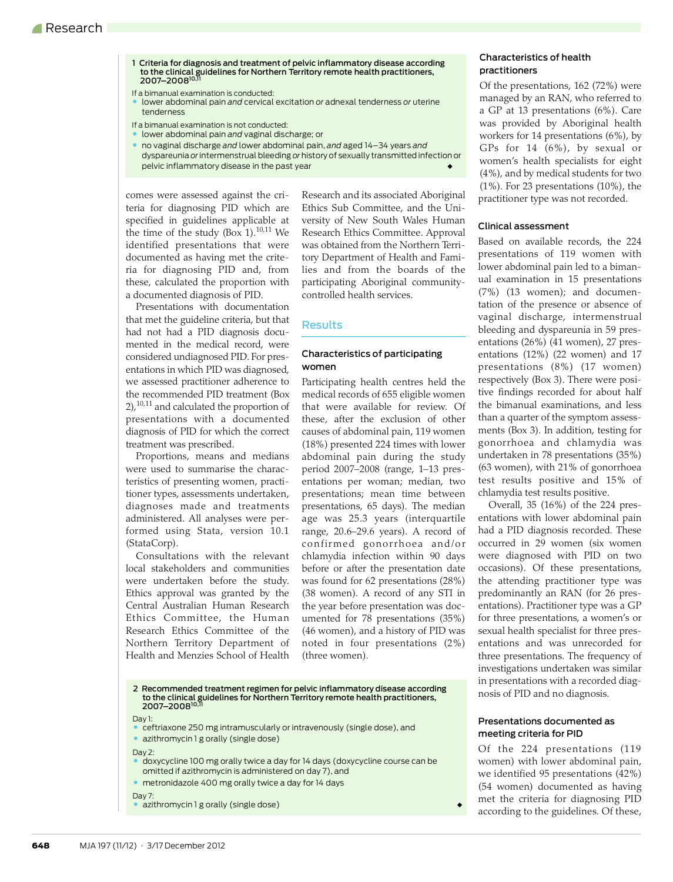**1 Criteria for diagnosis and treatment of pelvic inflammatory disease according to the clinical guidelines for Northern Territory remote health practitioners, 2007–2008**[10,11]

If a bimanual examination is conducted:

- lower abdominal pain *and* cervical excitation *or* adnexal tenderness *or* uterine tenderness

If a bimanual examination is not conducted:

- lower abdominal pain *and* vaginal discharge; or
- no vaginal discharge *and* lower abdominal pain, *and* aged 14–34 years *and* dyspareunia *or* intermenstrual bleeding *or* history of sexually transmitted infection or pelvic inflammatory disease in the past year

comes were assessed against the criteria for diagnosing PID which are specified in guidelines applicable at the time of the study (Box 1).[10,11] We identified presentations that were documented as having met the criteria for diagnosing PID and, from these, calculated the proportion with a documented diagnosis of PID.

Presentations with documentation that met the guideline criteria, but that had not had a PID diagnosis documented in the medical record, were considered undiagnosed PID. For presentations in which PID was diagnosed, we assessed practitioner adherence to the recommended PID treatment (Box 2),[10,11] and calculated the proportion of presentations with a documented diagnosis of PID for which the correct treatment was prescribed.

Proportions, means and medians were used to summarise the characteristics of presenting women, practitioner types, assessments undertaken, diagnoses made and treatments administered. All analyses were performed using Stata, version 10.1 (StataCorp).

Consultations with the relevant local stakeholders and communities were undertaken before the study. Ethics approval was granted by the Central Australian Human Research Ethics Committee, the Human Research Ethics Committee of the Northern Territory Department of Health and Menzies School of Health Research and its associated Aboriginal Ethics Sub Committee, and the University of New South Wales Human Research Ethics Committee. Approval was obtained from the Northern Territory Department of Health and Families and from the boards of the participating Aboriginal community-controlled health services.

## Results

### Characteristics of participating women

Participating health centres held the medical records of 655 eligible women that were available for review. Of these, after the exclusion of other causes of abdominal pain, 119 women (18%) presented 224 times with lower abdominal pain during the study period 2007–2008 (range, 1–13 presentations per woman; median, two presentations; mean time between presentations, 65 days). The median age was 25.3 years (interquartile range, 20.6–29.6 years). A record of confirmed gonorrhoea and/or chlamydia infection within 90 days before or after the presentation date was found for 62 presentations (28%) (38 women). A record of any STI in the year before presentation was documented for 78 presentations (35%) (46 women), and a history of PID was noted in four presentations (2%) (three women).

### Characteristics of health practitioners

Of the presentations, 162 (72%) were managed by an RAN, who referred to a GP at 13 presentations (6%). Care was provided by Aboriginal health workers for 14 presentations (6%), by GPs for 14 (6%), by sexual or women's health specialists for eight (4%), and by medical students for two (1%). For 23 presentations (10%), the practitioner type was not recorded.

### Clinical assessment

Based on available records, the 224 presentations of 119 women with lower abdominal pain led to a bimanual examination in 15 presentations (7%) (13 women); and documentation of the presence or absence of vaginal discharge, intermenstrual bleeding and dyspareunia in 59 presentations (26%) (41 women), 27 presentations (12%) (22 women) and 17 presentations (8%) (17 women) respectively (Box 3). There were positive findings recorded for about half the bimanual examinations, and less than a quarter of the symptom assessments (Box 3). In addition, testing for gonorrhoea and chlamydia was undertaken in 78 presentations (35%) (63 women), with 21% of gonorrhoea test results positive and 15% of chlamydia test results positive.

Overall, 35 (16%) of the 224 presentations with lower abdominal pain had a PID diagnosis recorded. These occurred in 29 women (six women were diagnosed with PID on two occasions). Of these presentations, the attending practitioner type was predominantly an RAN (for 26 presentations). Practitioner type was a GP for three presentations, a women's or sexual health specialist for three presentations and was unrecorded for three presentations. The frequency of investigations undertaken was similar in presentations with a recorded diagnosis of PID and no diagnosis.

### Presentations documented as meeting criteria for PID

Of the 224 presentations (119 women) with lower abdominal pain, we identified 95 presentations (42%) (54 women) documented as having met the criteria for diagnosing PID according to the guidelines. Of these,

**2 Recommended treatment regimen for pelvic inflammatory disease according to the clinical guidelines for Northern Territory remote health practitioners, 2007–2008**[10,11]

Day 1:

- ceftriaxone 250 mg intramuscularly or intravenously (single dose), and
- azithromycin 1 g orally (single dose)

Day 2:

- doxycycline 100 mg orally twice a day for 14 days (doxycycline course can be omitted if azithromycin is administered on day 7), and
- metronidazole 400 mg orally twice a day for 14 days

Day 7:

- azithromycin 1 g orally (single dose)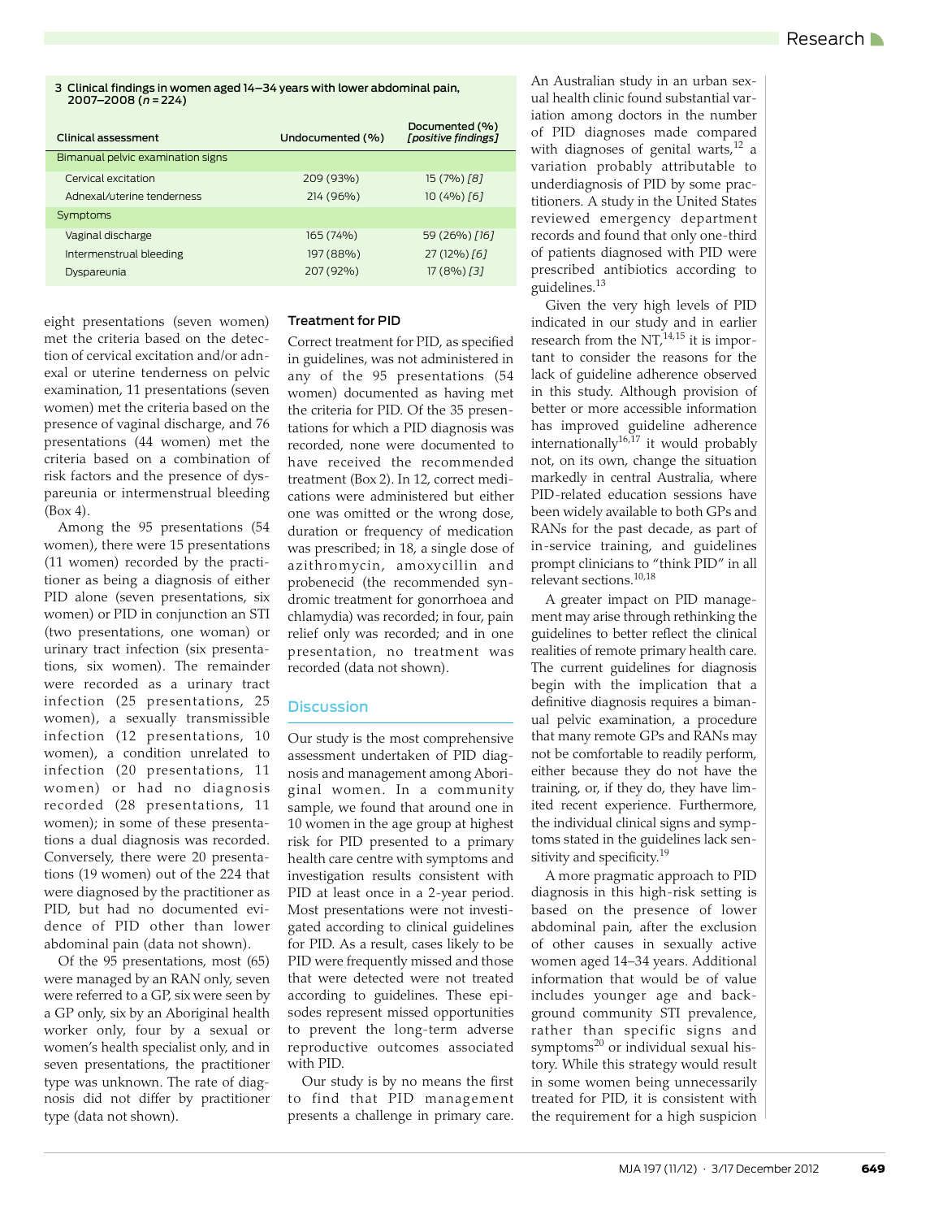**3 Clinical findings in women aged 14–34 years with lower abdominal pain, 2007–2008 (*n* = 224)**

| Clinical assessment | Undocumented (%) | Documented (%) *[positive findings]* |
|---|---|---|
| Bimanual pelvic examination signs | | |
| Cervical excitation | 209 (93%) | 15 (7%) *[8]* |
| Adnexal/uterine tenderness | 214 (96%) | 10 (4%) *[6]* |
| Symptoms | | |
| Vaginal discharge | 165 (74%) | 59 (26%) *[16]* |
| Intermenstrual bleeding | 197 (88%) | 27 (12%) *[6]* |
| Dyspareunia | 207 (92%) | 17 (8%) *[3]* |

eight presentations (seven women) met the criteria based on the detection of cervical excitation and/or adnexal or uterine tenderness on pelvic examination, 11 presentations (seven women) met the criteria based on the presence of vaginal discharge, and 76 presentations (44 women) met the criteria based on a combination of risk factors and the presence of dyspareunia or intermenstrual bleeding (Box 4).

Among the 95 presentations (54 women), there were 15 presentations (11 women) recorded by the practitioner as being a diagnosis of either PID alone (seven presentations, six women) or PID in conjunction an STI (two presentations, one woman) or urinary tract infection (six presentations, six women). The remainder were recorded as a urinary tract infection (25 presentations, 25 women), a sexually transmissible infection (12 presentations, 10 women), a condition unrelated to infection (20 presentations, 11 women) or had no diagnosis recorded (28 presentations, 11 women); in some of these presentations a dual diagnosis was recorded. Conversely, there were 20 presentations (19 women) out of the 224 that were diagnosed by the practitioner as PID, but had no documented evidence of PID other than lower abdominal pain (data not shown).

Of the 95 presentations, most (65) were managed by an RAN only, seven were referred to a GP, six were seen by a GP only, six by an Aboriginal health worker only, four by a sexual or women's health specialist only, and in seven presentations, the practitioner type was unknown. The rate of diagnosis did not differ by practitioner type (data not shown).

### Treatment for PID

Correct treatment for PID, as specified in guidelines, was not administered in any of the 95 presentations (54 women) documented as having met the criteria for PID. Of the 35 presentations for which a PID diagnosis was recorded, none were documented to have received the recommended treatment (Box 2). In 12, correct medications were administered but either one was omitted or the wrong dose, duration or frequency of medication was prescribed; in 18, a single dose of azithromycin, amoxycillin and probenecid (the recommended syndromic treatment for gonorrhoea and chlamydia) was recorded; in four, pain relief only was recorded; and in one presentation, no treatment was recorded (data not shown).

## Discussion

Our study is the most comprehensive assessment undertaken of PID diagnosis and management among Aboriginal women. In a community sample, we found that around one in 10 women in the age group at highest risk for PID presented to a primary health care centre with symptoms and investigation results consistent with PID at least once in a 2-year period. Most presentations were not investigated according to clinical guidelines for PID. As a result, cases likely to be PID were frequently missed and those that were detected were not treated according to guidelines. These episodes represent missed opportunities to prevent the long-term adverse reproductive outcomes associated with PID.

Our study is by no means the first to find that PID management presents a challenge in primary care. An Australian study in an urban sexual health clinic found substantial variation among doctors in the number of PID diagnoses made compared with diagnoses of genital warts,[12] a variation probably attributable to underdiagnosis of PID by some practitioners. A study in the United States reviewed emergency department records and found that only one-third of patients diagnosed with PID were prescribed antibiotics according to guidelines.[13]

Given the very high levels of PID indicated in our study and in earlier research from the NT,[14,15] it is important to consider the reasons for the lack of guideline adherence observed in this study. Although provision of better or more accessible information has improved guideline adherence internationally[16,17] it would probably not, on its own, change the situation markedly in central Australia, where PID-related education sessions have been widely available to both GPs and RANs for the past decade, as part of in-service training, and guidelines prompt clinicians to "think PID" in all relevant sections.[10,18]

A greater impact on PID management may arise through rethinking the guidelines to better reflect the clinical realities of remote primary health care. The current guidelines for diagnosis begin with the implication that a definitive diagnosis requires a bimanual pelvic examination, a procedure that many remote GPs and RANs may not be comfortable to readily perform, either because they do not have the training, or, if they do, they have limited recent experience. Furthermore, the individual clinical signs and symptoms stated in the guidelines lack sensitivity and specificity.[19]

A more pragmatic approach to PID diagnosis in this high-risk setting is based on the presence of lower abdominal pain, after the exclusion of other causes in sexually active women aged 14–34 years. Additional information that would be of value includes younger age and background community STI prevalence, rather than specific signs and symptoms[20] or individual sexual history. While this strategy would result in some women being unnecessarily treated for PID, it is consistent with the requirement for a high suspicion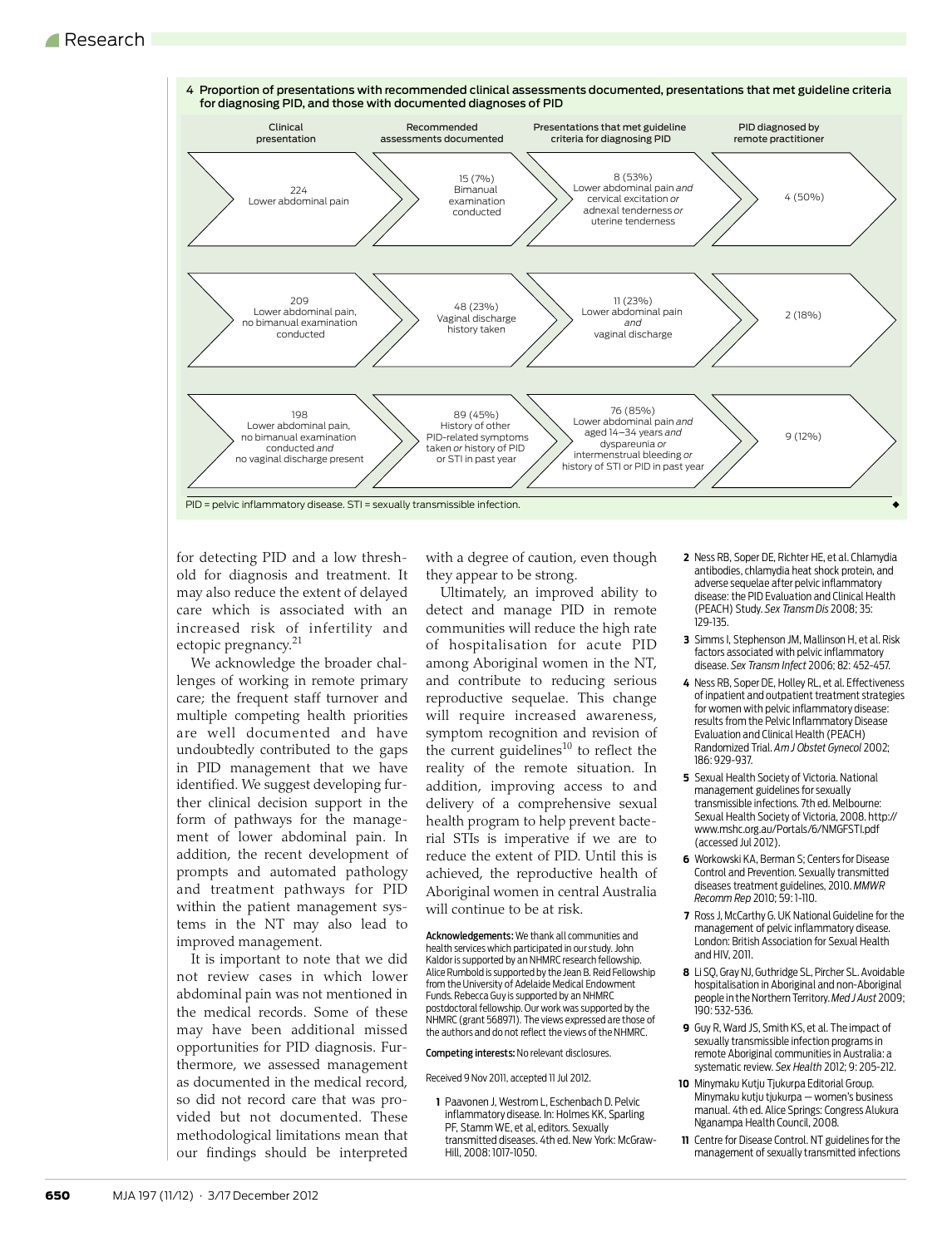**4 Proportion of presentations with recommended clinical assessments documented, presentations that met guideline criteria for diagnosing PID, and those with documented diagnoses of PID**

| Clinical presentation | Recommended assessments documented | Presentations that met guideline criteria for diagnosing PID | PID diagnosed by remote practitioner |
|---|---|---|---|
| 224 Lower abdominal pain | 15 (7%) Bimanual examination conducted | 8 (53%) Lower abdominal pain *and* cervical excitation *or* adnexal tenderness *or* uterine tenderness | 4 (50%) |
| 209 Lower abdominal pain, no bimanual examination conducted | 48 (23%) Vaginal discharge history taken | 11 (23%) Lower abdominal pain *and* vaginal discharge | 2 (18%) |
| 198 Lower abdominal pain, no bimanual examination conducted *and* no vaginal discharge present | 89 (45%) History of other PID-related symptoms taken *or* history of PID or STI in past year | 76 (85%) Lower abdominal pain *and* aged 14–34 years *and* dyspareunia *or* intermenstrual bleeding *or* history of STI or PID in past year | 9 (12%) |

PID = pelvic inflammatory disease. STI = sexually transmissible infection.

for detecting PID and a low threshold for diagnosis and treatment. It may also reduce the extent of delayed care which is associated with an increased risk of infertility and ectopic pregnancy.[21]

We acknowledge the broader challenges of working in remote primary care; the frequent staff turnover and multiple competing health priorities are well documented and have undoubtedly contributed to the gaps in PID management that we have identified. We suggest developing further clinical decision support in the form of pathways for the management of lower abdominal pain. In addition, the recent development of prompts and automated pathology and treatment pathways for PID within the patient management systems in the NT may also lead to improved management.

It is important to note that we did not review cases in which lower abdominal pain was not mentioned in the medical records. Some of these may have been additional missed opportunities for PID diagnosis. Furthermore, we assessed management as documented in the medical record, so did not record care that was provided but not documented. These methodological limitations mean that our findings should be interpreted with a degree of caution, even though they appear to be strong.

Ultimately, an improved ability to detect and manage PID in remote communities will reduce the high rate of hospitalisation for acute PID among Aboriginal women in the NT, and contribute to reducing serious reproductive sequelae. This change will require increased awareness, symptom recognition and revision of the current guidelines[10] to reflect the reality of the remote situation. In addition, improving access to and delivery of a comprehensive sexual health program to help prevent bacterial STIs is imperative if we are to reduce the extent of PID. Until this is achieved, the reproductive health of Aboriginal women in central Australia will continue to be at risk.

**Acknowledgements:** We thank all communities and health services which participated in our study. John Kaldor is supported by an NHMRC research fellowship. Alice Rumbold is supported by the Jean B. Reid Fellowship from the University of Adelaide Medical Endowment Funds. Rebecca Guy is supported by an NHMRC postdoctoral fellowship. Our work was supported by the NHMRC (grant 568971). The views expressed are those of the authors and do not reflect the views of the NHMRC.

**Competing interests:** No relevant disclosures.

Received 9 Nov 2011, accepted 11 Jul 2012.

1. Paavonen J, Westrom L, Eschenbach D. Pelvic inflammatory disease. In: Holmes KK, Sparling PF, Stamm WE, et al, editors. Sexually transmitted diseases. 4th ed. New York: McGraw-Hill, 2008: 1017-1050.
2. Ness RB, Soper DE, Richter HE, et al. Chlamydia antibodies, chlamydia heat shock protein, and adverse sequelae after pelvic inflammatory disease: the PID Evaluation and Clinical Health (PEACH) Study. *Sex Transm Dis* 2008; 35: 129-135.
3. Simms I, Stephenson JM, Mallinson H, et al. Risk factors associated with pelvic inflammatory disease. *Sex Transm Infect* 2006; 82: 452-457.
4. Ness RB, Soper DE, Holley RL, et al. Effectiveness of inpatient and outpatient treatment strategies for women with pelvic inflammatory disease: results from the Pelvic Inflammatory Disease Evaluation and Clinical Health (PEACH) Randomized Trial. *Am J Obstet Gynecol* 2002; 186: 929-937.
5. Sexual Health Society of Victoria. National management guidelines for sexually transmissible infections. 7th ed. Melbourne: Sexual Health Society of Victoria, 2008. http://www.mshc.org.au/Portals/6/NMGFSTI.pdf (accessed Jul 2012).
6. Workowski KA, Berman S; Centers for Disease Control and Prevention. Sexually transmitted diseases treatment guidelines, 2010. *MMWR Recomm Rep* 2010; 59: 1-110.
7. Ross J, McCarthy G. UK National Guideline for the management of pelvic inflammatory disease. London: British Association for Sexual Health and HIV, 2011.
8. Li SQ, Gray NJ, Guthridge SL, Pircher SL. Avoidable hospitalisation in Aboriginal and non-Aboriginal people in the Northern Territory. *Med J Aust* 2009; 190: 532-536.
9. Guy R, Ward JS, Smith KS, et al. The impact of sexually transmissible infection programs in remote Aboriginal communities in Australia: a systematic review. *Sex Health* 2012; 9: 205-212.
10. Minymaku Kutju Tjukurpa Editorial Group. Minymaku kutju tjukurpa — women's business manual. 4th ed. Alice Springs: Congress Alukura Nganampa Health Council, 2008.
11. Centre for Disease Control. NT guidelines for the management of sexually transmitted infections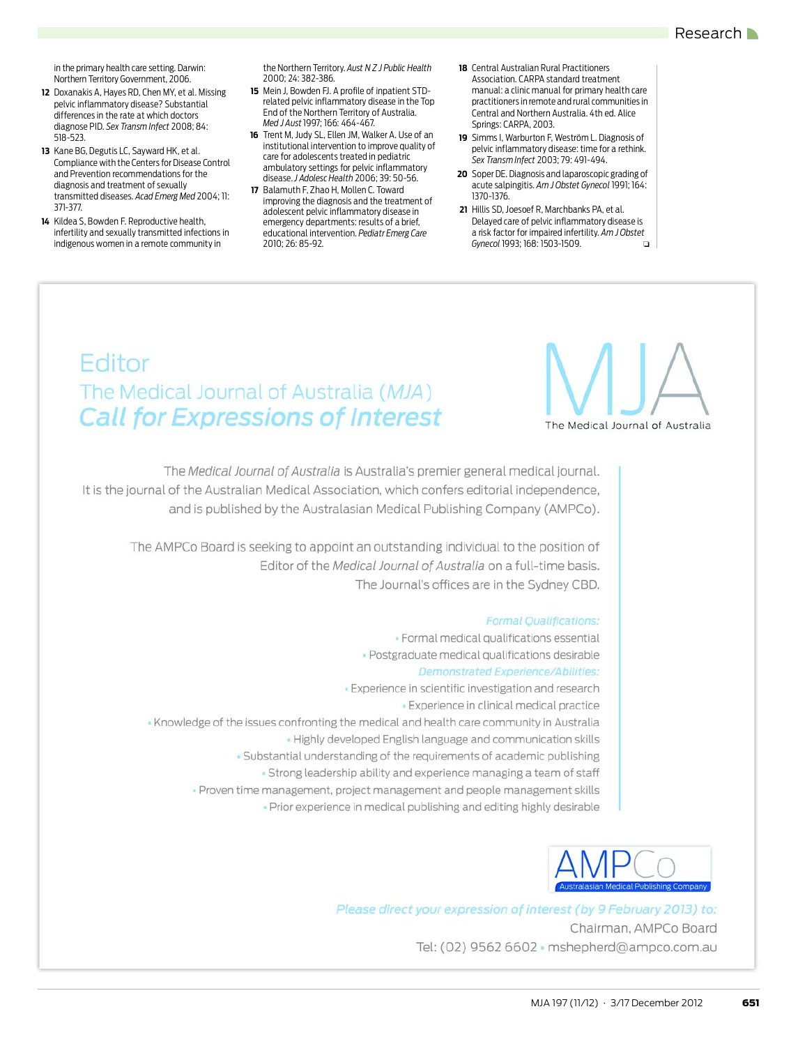in the primary health care setting. Darwin: Northern Territory Government, 2006.

12 Doxanakis A, Hayes RD, Chen MY, et al. Missing pelvic inflammatory disease? Substantial differences in the rate at which doctors diagnose PID. *Sex Transm Infect* 2008; 84: 518-523.

13 Kane BG, Degutis LC, Sayward HK, et al. Compliance with the Centers for Disease Control and Prevention recommendations for the diagnosis and treatment of sexually transmitted diseases. *Acad Emerg Med* 2004; 11: 371-377.

14 Kildea S, Bowden F. Reproductive health, infertility and sexually transmitted infections in indigenous women in a remote community in the Northern Territory. *Aust N Z J Public Health* 2000; 24: 382-386.

15 Mein J, Bowden FJ. A profile of inpatient STD-related pelvic inflammatory disease in the Top End of the Northern Territory of Australia. *Med J Aust* 1997; 166: 464-467.

16 Trent M, Judy SL, Ellen JM, Walker A. Use of an institutional intervention to improve quality of care for adolescents treated in pediatric ambulatory settings for pelvic inflammatory disease. *J Adolesc Health* 2006; 39: 50-56.

17 Balamuth F, Zhao H, Mollen C. Toward improving the diagnosis and the treatment of adolescent pelvic inflammatory disease in emergency departments: results of a brief, educational intervention. *Pediatr Emerg Care* 2010; 26: 85-92.

18 Central Australian Rural Practitioners Association. CARPA standard treatment manual: a clinic manual for primary health care practitioners in remote and rural communities in Central and Northern Australia. 4th ed. Alice Springs: CARPA, 2003.

19 Simms I, Warburton F, Weström L. Diagnosis of pelvic inflammatory disease: time for a rethink. *Sex Transm Infect* 2003; 79: 491-494.

20 Soper DE. Diagnosis and laparoscopic grading of acute salpingitis. *Am J Obstet Gynecol* 1991; 164: 1370-1376.

21 Hillis SD, Joesoef R, Marchbanks PA, et al. Delayed care of pelvic inflammatory disease is a risk factor for impaired infertility. *Am J Obstet Gynecol* 1993; 168: 1503-1509. ❑

# Editor

## The Medical Journal of Australia (*MJA*)

## *Call for Expressions of Interest*

MJA
The Medical Journal of Australia

The *Medical Journal of Australia* is Australia's premier general medical journal. It is the journal of the Australian Medical Association, which confers editorial independence, and is published by the Australasian Medical Publishing Company (AMPCo).

The AMPCo Board is seeking to appoint an outstanding individual to the position of Editor of the *Medical Journal of Australia* on a full-time basis. The Journal's offices are in the Sydney CBD.

*Formal Qualifications:*

- Formal medical qualifications essential
- Postgraduate medical qualifications desirable

*Demonstrated Experience/Abilities:*

- Experience in scientific investigation and research
- Experience in clinical medical practice
- Knowledge of the issues confronting the medical and health care community in Australia
- Highly developed English language and communication skills
- Substantial understanding of the requirements of academic publishing
- Strong leadership ability and experience managing a team of staff
- Proven time management, project management and people management skills
- Prior experience in medical publishing and editing highly desirable

AMPCo
Australasian Medical Publishing Company

*Please direct your expression of interest (by 9 February 2013) to:*

Chairman, AMPCo Board

Tel: (02) 9562 6602 • mshepherd@ampco.com.au